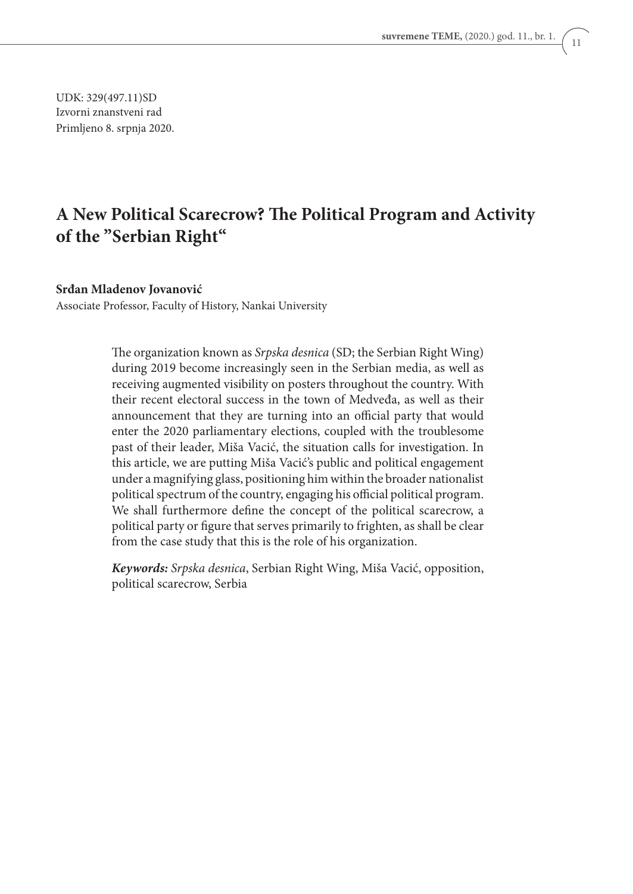UDK: 329(497.11)SD
Izvorni znanstveni rad
Primljeno 8. srpnja 2020.

# A New Political Scarecrow? The Political Program and Activity of the ”Serbian Right“

**Srđan Mladenov Jovanović**

Associate Professor, Faculty of History, Nankai University

The organization known as *Srpska desnica* (SD; the Serbian Right Wing) during 2019 become increasingly seen in the Serbian media, as well as receiving augmented visibility on posters throughout the country. With their recent electoral success in the town of Medveđa, as well as their announcement that they are turning into an official party that would enter the 2020 parliamentary elections, coupled with the troublesome past of their leader, Miša Vacić, the situation calls for investigation. In this article, we are putting Miša Vacić's public and political engagement under a magnifying glass, positioning him within the broader nationalist political spectrum of the country, engaging his official political program. We shall furthermore define the concept of the political scarecrow, a political party or figure that serves primarily to frighten, as shall be clear from the case study that this is the role of his organization.

***Keywords:*** *Srpska desnica*, Serbian Right Wing, Miša Vacić, opposition, political scarecrow, Serbia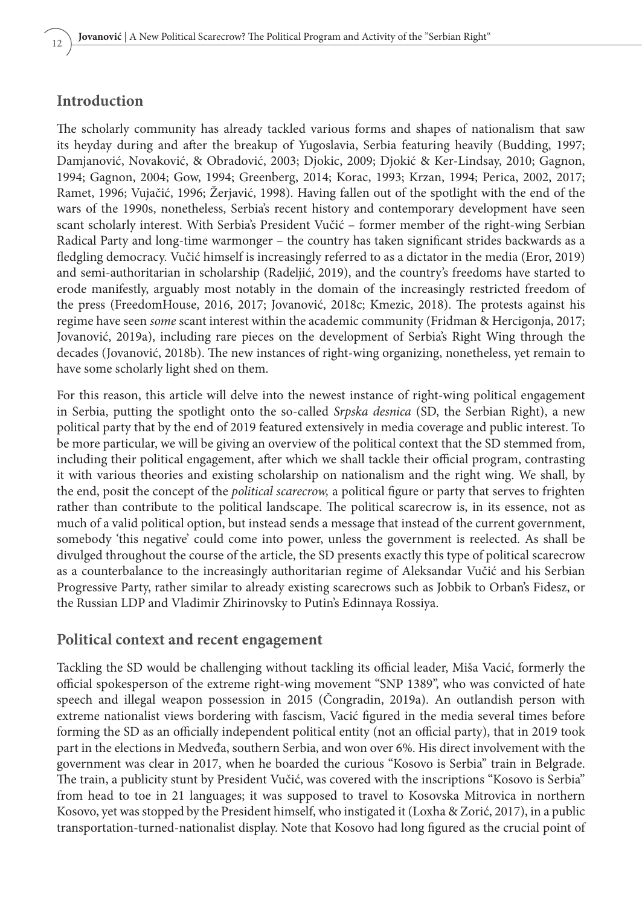## Introduction

The scholarly community has already tackled various forms and shapes of nationalism that saw its heyday during and after the breakup of Yugoslavia, Serbia featuring heavily (Budding, 1997; Damjanović, Novaković, & Obradović, 2003; Djokic, 2009; Djokić & Ker-Lindsay, 2010; Gagnon, 1994; Gagnon, 2004; Gow, 1994; Greenberg, 2014; Korac, 1993; Krzan, 1994; Perica, 2002, 2017; Ramet, 1996; Vujačić, 1996; Žerjavić, 1998). Having fallen out of the spotlight with the end of the wars of the 1990s, nonetheless, Serbia's recent history and contemporary development have seen scant scholarly interest. With Serbia's President Vučić – former member of the right-wing Serbian Radical Party and long-time warmonger – the country has taken significant strides backwards as a fledgling democracy. Vučić himself is increasingly referred to as a dictator in the media (Eror, 2019) and semi-authoritarian in scholarship (Radeljić, 2019), and the country's freedoms have started to erode manifestly, arguably most notably in the domain of the increasingly restricted freedom of the press (FreedomHouse, 2016, 2017; Jovanović, 2018c; Kmezic, 2018). The protests against his regime have seen *some* scant interest within the academic community (Fridman & Hercigonja, 2017; Jovanović, 2019a), including rare pieces on the development of Serbia's Right Wing through the decades (Jovanović, 2018b). The new instances of right-wing organizing, nonetheless, yet remain to have some scholarly light shed on them.

For this reason, this article will delve into the newest instance of right-wing political engagement in Serbia, putting the spotlight onto the so-called *Srpska desnica* (SD, the Serbian Right), a new political party that by the end of 2019 featured extensively in media coverage and public interest. To be more particular, we will be giving an overview of the political context that the SD stemmed from, including their political engagement, after which we shall tackle their official program, contrasting it with various theories and existing scholarship on nationalism and the right wing. We shall, by the end, posit the concept of the *political scarecrow,* a political figure or party that serves to frighten rather than contribute to the political landscape. The political scarecrow is, in its essence, not as much of a valid political option, but instead sends a message that instead of the current government, somebody 'this negative' could come into power, unless the government is reelected. As shall be divulged throughout the course of the article, the SD presents exactly this type of political scarecrow as a counterbalance to the increasingly authoritarian regime of Aleksandar Vučić and his Serbian Progressive Party, rather similar to already existing scarecrows such as Jobbik to Orban's Fidesz, or the Russian LDP and Vladimir Zhirinovsky to Putin's Edinnaya Rossiya.

## Political context and recent engagement

Tackling the SD would be challenging without tackling its official leader, Miša Vacić, formerly the official spokesperson of the extreme right-wing movement "SNP 1389", who was convicted of hate speech and illegal weapon possession in 2015 (Čongradin, 2019a). An outlandish person with extreme nationalist views bordering with fascism, Vacić figured in the media several times before forming the SD as an officially independent political entity (not an official party), that in 2019 took part in the elections in Medveđa, southern Serbia, and won over 6%. His direct involvement with the government was clear in 2017, when he boarded the curious "Kosovo is Serbia" train in Belgrade. The train, a publicity stunt by President Vučić, was covered with the inscriptions "Kosovo is Serbia" from head to toe in 21 languages; it was supposed to travel to Kosovska Mitrovica in northern Kosovo, yet was stopped by the President himself, who instigated it (Loxha & Zorić, 2017), in a public transportation-turned-nationalist display. Note that Kosovo had long figured as the crucial point of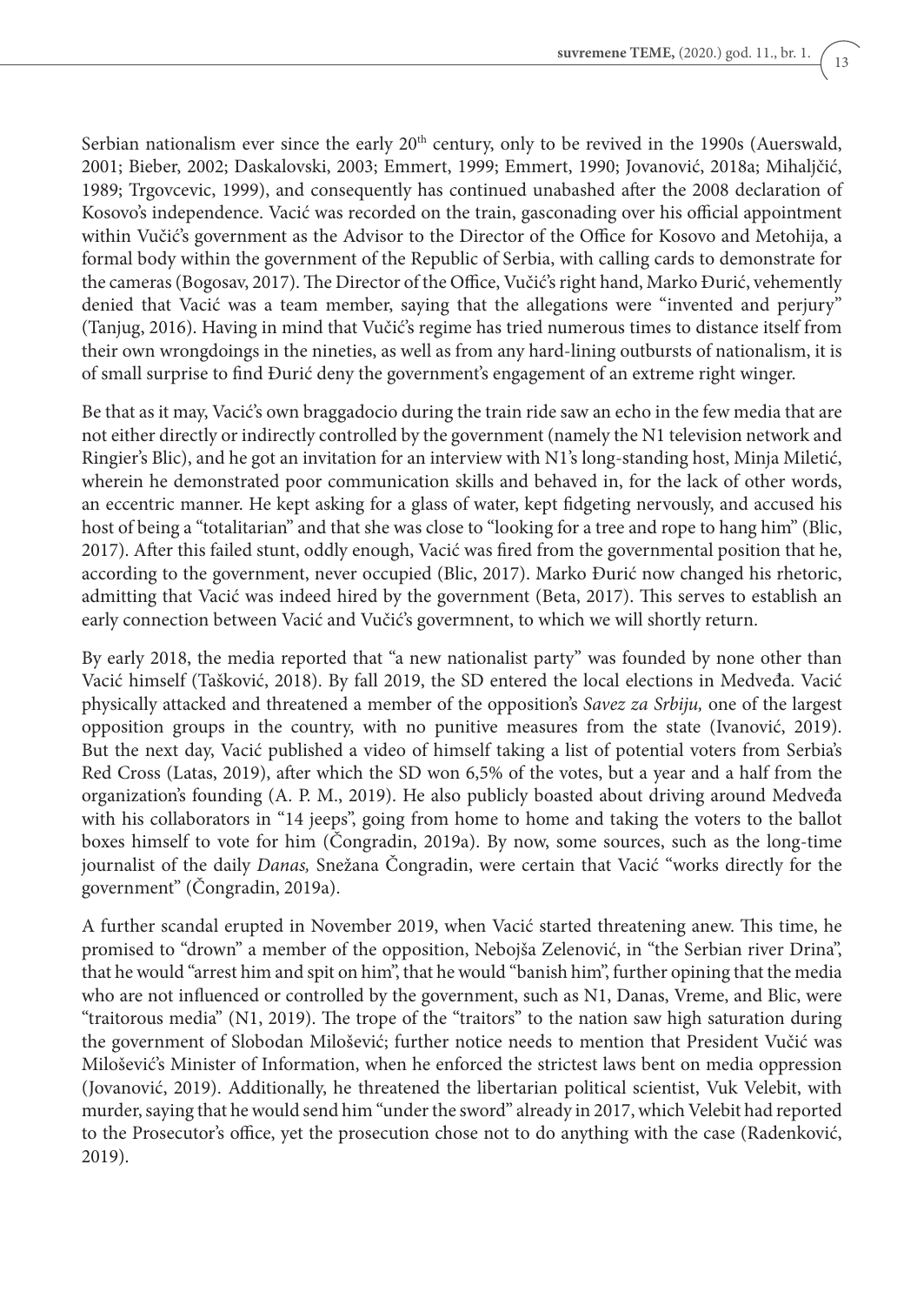Serbian nationalism ever since the early 20th century, only to be revived in the 1990s (Auerswald, 2001; Bieber, 2002; Daskalovski, 2003; Emmert, 1999; Emmert, 1990; Jovanović, 2018a; Mihaljčić, 1989; Trgovcevic, 1999), and consequently has continued unabashed after the 2008 declaration of Kosovo's independence. Vacić was recorded on the train, gasconading over his official appointment within Vučić's government as the Advisor to the Director of the Office for Kosovo and Metohija, a formal body within the government of the Republic of Serbia, with calling cards to demonstrate for the cameras (Bogosav, 2017). The Director of the Office, Vučić's right hand, Marko Đurić, vehemently denied that Vacić was a team member, saying that the allegations were "invented and perjury" (Tanjug, 2016). Having in mind that Vučić's regime has tried numerous times to distance itself from their own wrongdoings in the nineties, as well as from any hard-lining outbursts of nationalism, it is of small surprise to find Đurić deny the government's engagement of an extreme right winger.

Be that as it may, Vacić's own braggadocio during the train ride saw an echo in the few media that are not either directly or indirectly controlled by the government (namely the N1 television network and Ringier's Blic), and he got an invitation for an interview with N1's long-standing host, Minja Miletić, wherein he demonstrated poor communication skills and behaved in, for the lack of other words, an eccentric manner. He kept asking for a glass of water, kept fidgeting nervously, and accused his host of being a "totalitarian" and that she was close to "looking for a tree and rope to hang him" (Blic, 2017). After this failed stunt, oddly enough, Vacić was fired from the governmental position that he, according to the government, never occupied (Blic, 2017). Marko Đurić now changed his rhetoric, admitting that Vacić was indeed hired by the government (Beta, 2017). This serves to establish an early connection between Vacić and Vučić's govermnent, to which we will shortly return.

By early 2018, the media reported that "a new nationalist party" was founded by none other than Vacić himself (Tašković, 2018). By fall 2019, the SD entered the local elections in Medveđa. Vacić physically attacked and threatened a member of the opposition's *Savez za Srbiju,* one of the largest opposition groups in the country, with no punitive measures from the state (Ivanović, 2019). But the next day, Vacić published a video of himself taking a list of potential voters from Serbia's Red Cross (Latas, 2019), after which the SD won 6,5% of the votes, but a year and a half from the organization's founding (A. P. M., 2019). He also publicly boasted about driving around Medveđa with his collaborators in "14 jeeps", going from home to home and taking the voters to the ballot boxes himself to vote for him (Čongradin, 2019a). By now, some sources, such as the long-time journalist of the daily *Danas,* Snežana Čongradin, were certain that Vacić "works directly for the government" (Čongradin, 2019a).

A further scandal erupted in November 2019, when Vacić started threatening anew. This time, he promised to "drown" a member of the opposition, Nebojša Zelenović, in "the Serbian river Drina", that he would "arrest him and spit on him", that he would "banish him", further opining that the media who are not influenced or controlled by the government, such as N1, Danas, Vreme, and Blic, were "traitorous media" (N1, 2019). The trope of the "traitors" to the nation saw high saturation during the government of Slobodan Milošević; further notice needs to mention that President Vučić was Milošević's Minister of Information, when he enforced the strictest laws bent on media oppression (Jovanović, 2019). Additionally, he threatened the libertarian political scientist, Vuk Velebit, with murder, saying that he would send him "under the sword" already in 2017, which Velebit had reported to the Prosecutor's office, yet the prosecution chose not to do anything with the case (Radenković, 2019).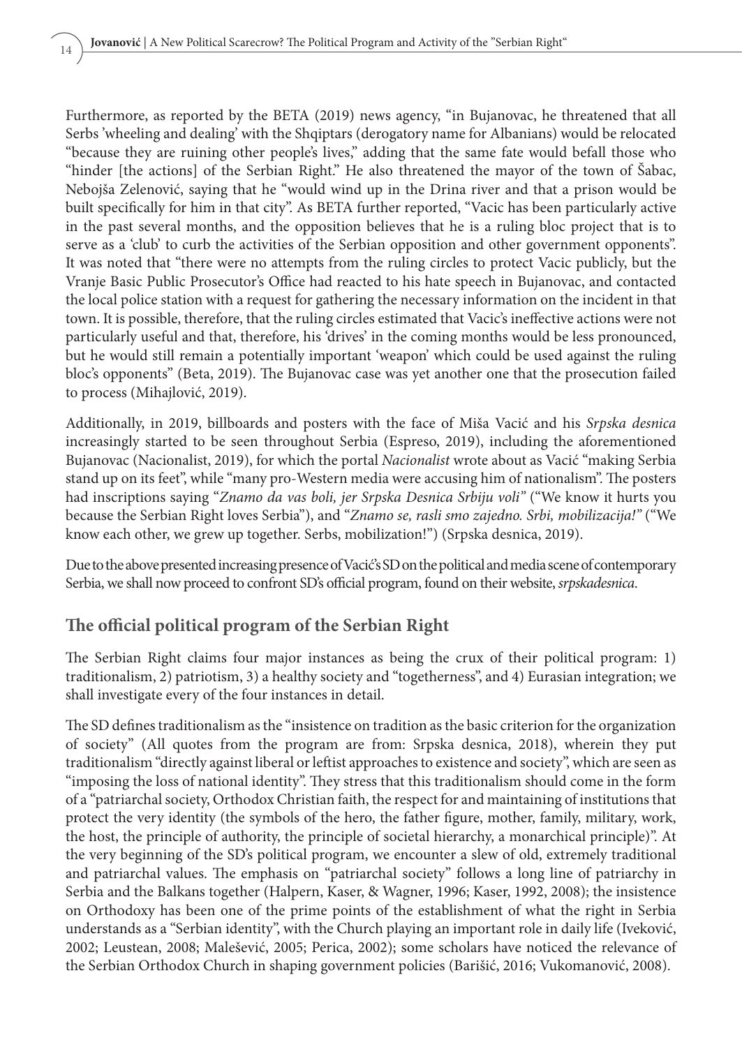Furthermore, as reported by the BETA (2019) news agency, "in Bujanovac, he threatened that all Serbs 'wheeling and dealing' with the Shqiptars (derogatory name for Albanians) would be relocated "because they are ruining other people's lives," adding that the same fate would befall those who "hinder [the actions] of the Serbian Right." He also threatened the mayor of the town of Šabac, Nebojša Zelenović, saying that he "would wind up in the Drina river and that a prison would be built specifically for him in that city". As BETA further reported, "Vacic has been particularly active in the past several months, and the opposition believes that he is a ruling bloc project that is to serve as a 'club' to curb the activities of the Serbian opposition and other government opponents". It was noted that "there were no attempts from the ruling circles to protect Vacic publicly, but the Vranje Basic Public Prosecutor's Office had reacted to his hate speech in Bujanovac, and contacted the local police station with a request for gathering the necessary information on the incident in that town. It is possible, therefore, that the ruling circles estimated that Vacic's ineffective actions were not particularly useful and that, therefore, his 'drives' in the coming months would be less pronounced, but he would still remain a potentially important 'weapon' which could be used against the ruling bloc's opponents" (Beta, 2019). The Bujanovac case was yet another one that the prosecution failed to process (Mihajlović, 2019).

Additionally, in 2019, billboards and posters with the face of Miša Vacić and his *Srpska desnica* increasingly started to be seen throughout Serbia (Espreso, 2019), including the aforementioned Bujanovac (Nacionalist, 2019), for which the portal *Nacionalist* wrote about as Vacić "making Serbia stand up on its feet", while "many pro-Western media were accusing him of nationalism". The posters had inscriptions saying "*Znamo da vas boli, jer Srpska Desnica Srbiju voli*" ("We know it hurts you because the Serbian Right loves Serbia"), and "*Znamo se, rasli smo zajedno. Srbi, mobilizacija!*" ("We know each other, we grew up together. Serbs, mobilization!") (Srpska desnica, 2019).

Due to the above presented increasing presence of Vacić's SD on the political and media scene of contemporary Serbia, we shall now proceed to confront SD's official program, found on their website, *srpskadesnica*.

## The official political program of the Serbian Right

The Serbian Right claims four major instances as being the crux of their political program: 1) traditionalism, 2) patriotism, 3) a healthy society and "togetherness", and 4) Eurasian integration; we shall investigate every of the four instances in detail.

The SD defines traditionalism as the "insistence on tradition as the basic criterion for the organization of society" (All quotes from the program are from: Srpska desnica, 2018), wherein they put traditionalism "directly against liberal or leftist approaches to existence and society", which are seen as "imposing the loss of national identity". They stress that this traditionalism should come in the form of a "patriarchal society, Orthodox Christian faith, the respect for and maintaining of institutions that protect the very identity (the symbols of the hero, the father figure, mother, family, military, work, the host, the principle of authority, the principle of societal hierarchy, a monarchical principle)". At the very beginning of the SD's political program, we encounter a slew of old, extremely traditional and patriarchal values. The emphasis on "patriarchal society" follows a long line of patriarchy in Serbia and the Balkans together (Halpern, Kaser, & Wagner, 1996; Kaser, 1992, 2008); the insistence on Orthodoxy has been one of the prime points of the establishment of what the right in Serbia understands as a "Serbian identity", with the Church playing an important role in daily life (Iveković, 2002; Leustean, 2008; Malešević, 2005; Perica, 2002); some scholars have noticed the relevance of the Serbian Orthodox Church in shaping government policies (Barišić, 2016; Vukomanović, 2008).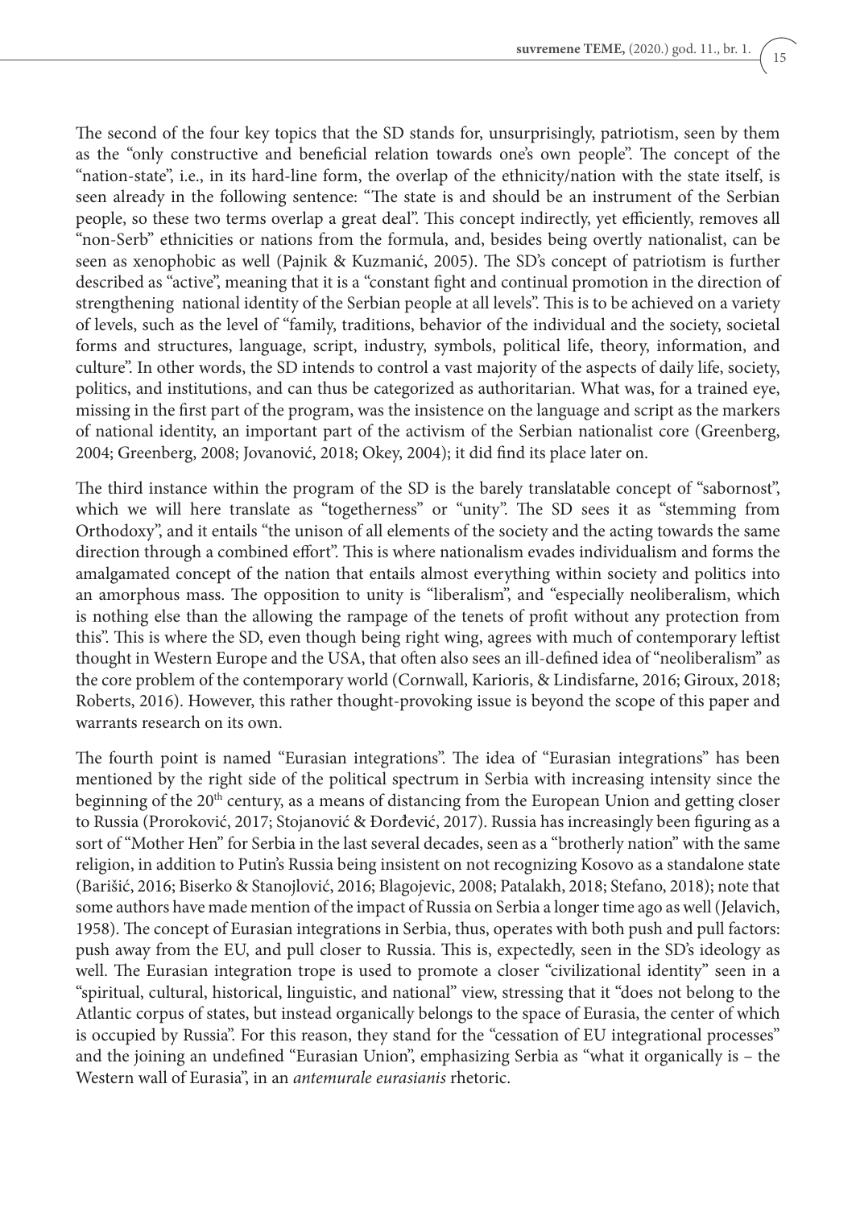The second of the four key topics that the SD stands for, unsurprisingly, patriotism, seen by them as the "only constructive and beneficial relation towards one's own people". The concept of the "nation-state", i.e., in its hard-line form, the overlap of the ethnicity/nation with the state itself, is seen already in the following sentence: "The state is and should be an instrument of the Serbian people, so these two terms overlap a great deal". This concept indirectly, yet efficiently, removes all "non-Serb" ethnicities or nations from the formula, and, besides being overtly nationalist, can be seen as xenophobic as well (Pajnik & Kuzmanić, 2005). The SD's concept of patriotism is further described as "active", meaning that it is a "constant fight and continual promotion in the direction of strengthening national identity of the Serbian people at all levels". This is to be achieved on a variety of levels, such as the level of "family, traditions, behavior of the individual and the society, societal forms and structures, language, script, industry, symbols, political life, theory, information, and culture". In other words, the SD intends to control a vast majority of the aspects of daily life, society, politics, and institutions, and can thus be categorized as authoritarian. What was, for a trained eye, missing in the first part of the program, was the insistence on the language and script as the markers of national identity, an important part of the activism of the Serbian nationalist core (Greenberg, 2004; Greenberg, 2008; Jovanović, 2018; Okey, 2004); it did find its place later on.

The third instance within the program of the SD is the barely translatable concept of "sabornost", which we will here translate as "togetherness" or "unity". The SD sees it as "stemming from Orthodoxy", and it entails "the unison of all elements of the society and the acting towards the same direction through a combined effort". This is where nationalism evades individualism and forms the amalgamated concept of the nation that entails almost everything within society and politics into an amorphous mass. The opposition to unity is "liberalism", and "especially neoliberalism, which is nothing else than the allowing the rampage of the tenets of profit without any protection from this". This is where the SD, even though being right wing, agrees with much of contemporary leftist thought in Western Europe and the USA, that often also sees an ill-defined idea of "neoliberalism" as the core problem of the contemporary world (Cornwall, Karioris, & Lindisfarne, 2016; Giroux, 2018; Roberts, 2016). However, this rather thought-provoking issue is beyond the scope of this paper and warrants research on its own.

The fourth point is named "Eurasian integrations". The idea of "Eurasian integrations" has been mentioned by the right side of the political spectrum in Serbia with increasing intensity since the beginning of the 20th century, as a means of distancing from the European Union and getting closer to Russia (Proroković, 2017; Stojanović & Đorđević, 2017). Russia has increasingly been figuring as a sort of "Mother Hen" for Serbia in the last several decades, seen as a "brotherly nation" with the same religion, in addition to Putin's Russia being insistent on not recognizing Kosovo as a standalone state (Barišić, 2016; Biserko & Stanojlović, 2016; Blagojevic, 2008; Patalakh, 2018; Stefano, 2018); note that some authors have made mention of the impact of Russia on Serbia a longer time ago as well (Jelavich, 1958). The concept of Eurasian integrations in Serbia, thus, operates with both push and pull factors: push away from the EU, and pull closer to Russia. This is, expectedly, seen in the SD's ideology as well. The Eurasian integration trope is used to promote a closer "civilizational identity" seen in a "spiritual, cultural, historical, linguistic, and national" view, stressing that it "does not belong to the Atlantic corpus of states, but instead organically belongs to the space of Eurasia, the center of which is occupied by Russia". For this reason, they stand for the "cessation of EU integrational processes" and the joining an undefined "Eurasian Union", emphasizing Serbia as "what it organically is – the Western wall of Eurasia", in an *antemurale eurasianis* rhetoric.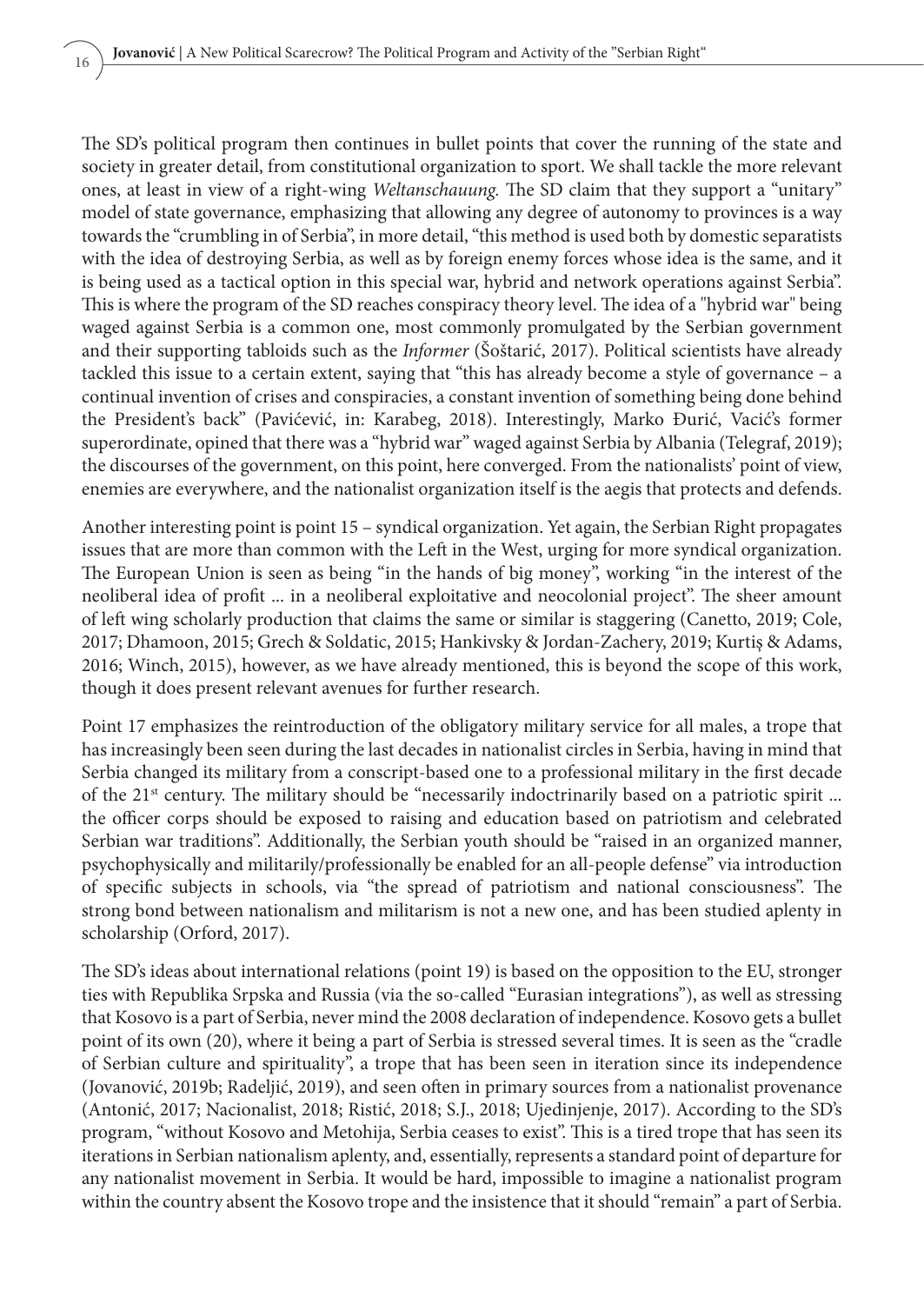The SD's political program then continues in bullet points that cover the running of the state and society in greater detail, from constitutional organization to sport. We shall tackle the more relevant ones, at least in view of a right-wing *Weltanschauung*. The SD claim that they support a "unitary" model of state governance, emphasizing that allowing any degree of autonomy to provinces is a way towards the "crumbling in of Serbia", in more detail, "this method is used both by domestic separatists with the idea of destroying Serbia, as well as by foreign enemy forces whose idea is the same, and it is being used as a tactical option in this special war, hybrid and network operations against Serbia". This is where the program of the SD reaches conspiracy theory level. The idea of a "hybrid war" being waged against Serbia is a common one, most commonly promulgated by the Serbian government and their supporting tabloids such as the *Informer* (Šoštarić, 2017). Political scientists have already tackled this issue to a certain extent, saying that "this has already become a style of governance – a continual invention of crises and conspiracies, a constant invention of something being done behind the President's back" (Pavićević, in: Karabeg, 2018). Interestingly, Marko Đurić, Vacić's former superordinate, opined that there was a "hybrid war" waged against Serbia by Albania (Telegraf, 2019); the discourses of the government, on this point, here converged. From the nationalists' point of view, enemies are everywhere, and the nationalist organization itself is the aegis that protects and defends.

Another interesting point is point 15 – syndical organization. Yet again, the Serbian Right propagates issues that are more than common with the Left in the West, urging for more syndical organization. The European Union is seen as being "in the hands of big money", working "in the interest of the neoliberal idea of profit ... in a neoliberal exploitative and neocolonial project". The sheer amount of left wing scholarly production that claims the same or similar is staggering (Canetto, 2019; Cole, 2017; Dhamoon, 2015; Grech & Soldatic, 2015; Hankivsky & Jordan-Zachery, 2019; Kurtiş & Adams, 2016; Winch, 2015), however, as we have already mentioned, this is beyond the scope of this work, though it does present relevant avenues for further research.

Point 17 emphasizes the reintroduction of the obligatory military service for all males, a trope that has increasingly been seen during the last decades in nationalist circles in Serbia, having in mind that Serbia changed its military from a conscript-based one to a professional military in the first decade of the 21st century. The military should be "necessarily indoctrinarily based on a patriotic spirit ... the officer corps should be exposed to raising and education based on patriotism and celebrated Serbian war traditions". Additionally, the Serbian youth should be "raised in an organized manner, psychophysically and militarily/professionally be enabled for an all-people defense" via introduction of specific subjects in schools, via "the spread of patriotism and national consciousness". The strong bond between nationalism and militarism is not a new one, and has been studied aplenty in scholarship (Orford, 2017).

The SD's ideas about international relations (point 19) is based on the opposition to the EU, stronger ties with Republika Srpska and Russia (via the so-called "Eurasian integrations"), as well as stressing that Kosovo is a part of Serbia, never mind the 2008 declaration of independence. Kosovo gets a bullet point of its own (20), where it being a part of Serbia is stressed several times. It is seen as the "cradle of Serbian culture and spirituality", a trope that has been seen in iteration since its independence (Jovanović, 2019b; Radeljić, 2019), and seen often in primary sources from a nationalist provenance (Antonić, 2017; Nacionalist, 2018; Ristić, 2018; S.J., 2018; Ujedinjenje, 2017). According to the SD's program, "without Kosovo and Metohija, Serbia ceases to exist". This is a tired trope that has seen its iterations in Serbian nationalism aplenty, and, essentially, represents a standard point of departure for any nationalist movement in Serbia. It would be hard, impossible to imagine a nationalist program within the country absent the Kosovo trope and the insistence that it should "remain" a part of Serbia.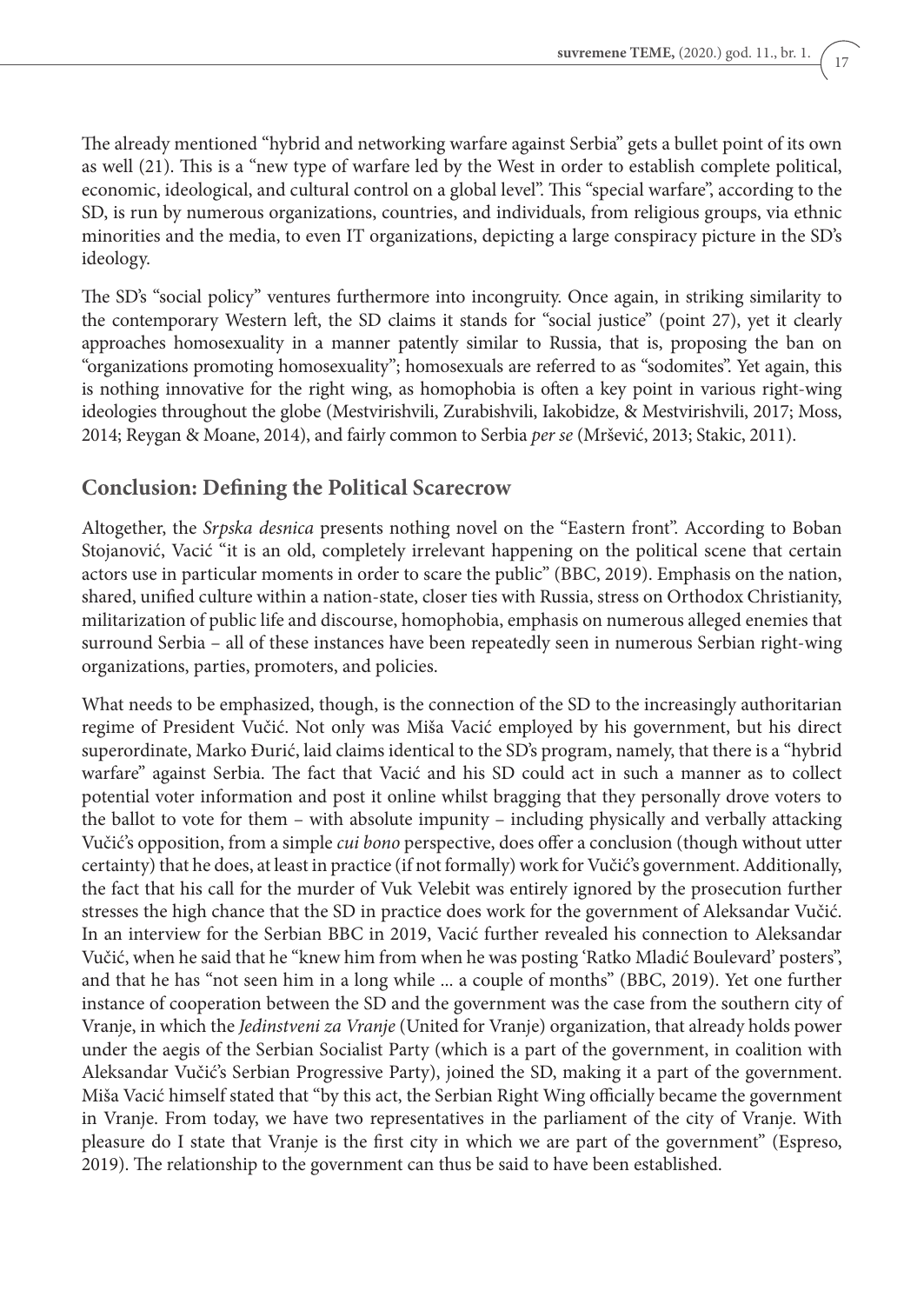The already mentioned "hybrid and networking warfare against Serbia" gets a bullet point of its own as well (21). This is a "new type of warfare led by the West in order to establish complete political, economic, ideological, and cultural control on a global level". This "special warfare", according to the SD, is run by numerous organizations, countries, and individuals, from religious groups, via ethnic minorities and the media, to even IT organizations, depicting a large conspiracy picture in the SD's ideology.

The SD's "social policy" ventures furthermore into incongruity. Once again, in striking similarity to the contemporary Western left, the SD claims it stands for "social justice" (point 27), yet it clearly approaches homosexuality in a manner patently similar to Russia, that is, proposing the ban on "organizations promoting homosexuality"; homosexuals are referred to as "sodomites". Yet again, this is nothing innovative for the right wing, as homophobia is often a key point in various right-wing ideologies throughout the globe (Mestvirishvili, Zurabishvili, Iakobidze, & Mestvirishvili, 2017; Moss, 2014; Reygan & Moane, 2014), and fairly common to Serbia *per se* (Mršević, 2013; Stakic, 2011).

## Conclusion: Defining the Political Scarecrow

Altogether, the *Srpska desnica* presents nothing novel on the "Eastern front". According to Boban Stojanović, Vacić "it is an old, completely irrelevant happening on the political scene that certain actors use in particular moments in order to scare the public" (BBC, 2019). Emphasis on the nation, shared, unified culture within a nation-state, closer ties with Russia, stress on Orthodox Christianity, militarization of public life and discourse, homophobia, emphasis on numerous alleged enemies that surround Serbia – all of these instances have been repeatedly seen in numerous Serbian right-wing organizations, parties, promoters, and policies.

What needs to be emphasized, though, is the connection of the SD to the increasingly authoritarian regime of President Vučić. Not only was Miša Vacić employed by his government, but his direct superordinate, Marko Đurić, laid claims identical to the SD's program, namely, that there is a "hybrid warfare" against Serbia. The fact that Vacić and his SD could act in such a manner as to collect potential voter information and post it online whilst bragging that they personally drove voters to the ballot to vote for them – with absolute impunity – including physically and verbally attacking Vučić's opposition, from a simple *cui bono* perspective, does offer a conclusion (though without utter certainty) that he does, at least in practice (if not formally) work for Vučić's government. Additionally, the fact that his call for the murder of Vuk Velebit was entirely ignored by the prosecution further stresses the high chance that the SD in practice does work for the government of Aleksandar Vučić. In an interview for the Serbian BBC in 2019, Vacić further revealed his connection to Aleksandar Vučić, when he said that he "knew him from when he was posting 'Ratko Mladić Boulevard' posters", and that he has "not seen him in a long while ... a couple of months" (BBC, 2019). Yet one further instance of cooperation between the SD and the government was the case from the southern city of Vranje, in which the *Jedinstveni za Vranje* (United for Vranje) organization, that already holds power under the aegis of the Serbian Socialist Party (which is a part of the government, in coalition with Aleksandar Vučić's Serbian Progressive Party), joined the SD, making it a part of the government. Miša Vacić himself stated that "by this act, the Serbian Right Wing officially became the government in Vranje. From today, we have two representatives in the parliament of the city of Vranje. With pleasure do I state that Vranje is the first city in which we are part of the government" (Espreso, 2019). The relationship to the government can thus be said to have been established.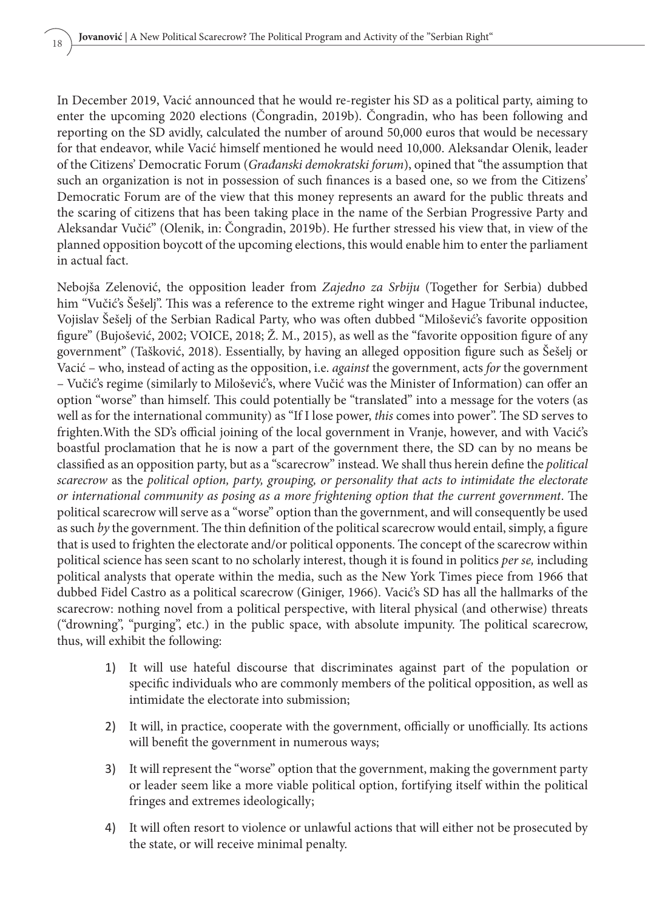In December 2019, Vacić announced that he would re-register his SD as a political party, aiming to enter the upcoming 2020 elections (Čongradin, 2019b). Čongradin, who has been following and reporting on the SD avidly, calculated the number of around 50,000 euros that would be necessary for that endeavor, while Vacić himself mentioned he would need 10,000. Aleksandar Olenik, leader of the Citizens' Democratic Forum (*Građanski demokratski forum*), opined that "the assumption that such an organization is not in possession of such finances is a based one, so we from the Citizens' Democratic Forum are of the view that this money represents an award for the public threats and the scaring of citizens that has been taking place in the name of the Serbian Progressive Party and Aleksandar Vučić" (Olenik, in: Čongradin, 2019b). He further stressed his view that, in view of the planned opposition boycott of the upcoming elections, this would enable him to enter the parliament in actual fact.

Nebojša Zelenović, the opposition leader from *Zajedno za Srbiju* (Together for Serbia) dubbed him "Vučić's Šešelj". This was a reference to the extreme right winger and Hague Tribunal inductee, Vojislav Šešelj of the Serbian Radical Party, who was often dubbed "Milošević's favorite opposition figure" (Bujošević, 2002; VOICE, 2018; Ž. M., 2015), as well as the "favorite opposition figure of any government" (Tašković, 2018). Essentially, by having an alleged opposition figure such as Šešelj or Vacić – who, instead of acting as the opposition, i.e. *against* the government, acts *for* the government – Vučić's regime (similarly to Milošević's, where Vučić was the Minister of Information) can offer an option "worse" than himself. This could potentially be "translated" into a message for the voters (as well as for the international community) as "If I lose power, *this* comes into power". The SD serves to frighten.With the SD's official joining of the local government in Vranje, however, and with Vacić's boastful proclamation that he is now a part of the government there, the SD can by no means be classified as an opposition party, but as a "scarecrow" instead. We shall thus herein define the *political scarecrow* as the *political option, party, grouping, or personality that acts to intimidate the electorate or international community as posing as a more frightening option that the current government*. The political scarecrow will serve as a "worse" option than the government, and will consequently be used as such *by* the government. The thin definition of the political scarecrow would entail, simply, a figure that is used to frighten the electorate and/or political opponents. The concept of the scarecrow within political science has seen scant to no scholarly interest, though it is found in politics *per se,* including political analysts that operate within the media, such as the New York Times piece from 1966 that dubbed Fidel Castro as a political scarecrow (Giniger, 1966). Vacić's SD has all the hallmarks of the scarecrow: nothing novel from a political perspective, with literal physical (and otherwise) threats ("drowning", "purging", etc.) in the public space, with absolute impunity. The political scarecrow, thus, will exhibit the following:

1) It will use hateful discourse that discriminates against part of the population or specific individuals who are commonly members of the political opposition, as well as intimidate the electorate into submission;
2) It will, in practice, cooperate with the government, officially or unofficially. Its actions will benefit the government in numerous ways;
3) It will represent the "worse" option that the government, making the government party or leader seem like a more viable political option, fortifying itself within the political fringes and extremes ideologically;
4) It will often resort to violence or unlawful actions that will either not be prosecuted by the state, or will receive minimal penalty.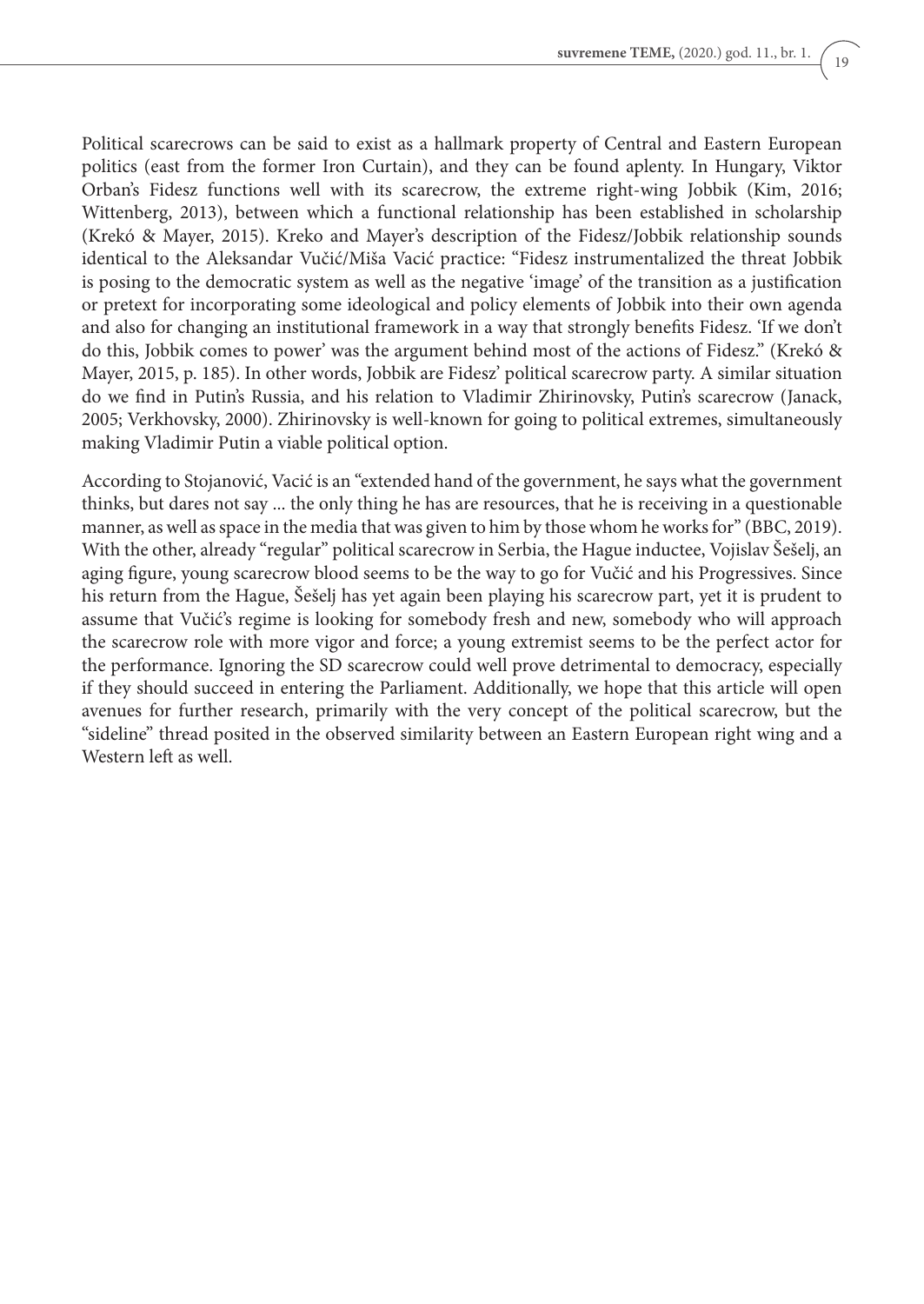Political scarecrows can be said to exist as a hallmark property of Central and Eastern European politics (east from the former Iron Curtain), and they can be found aplenty. In Hungary, Viktor Orban's Fidesz functions well with its scarecrow, the extreme right-wing Jobbik (Kim, 2016; Wittenberg, 2013), between which a functional relationship has been established in scholarship (Krekó & Mayer, 2015). Kreko and Mayer's description of the Fidesz/Jobbik relationship sounds identical to the Aleksandar Vučić/Miša Vacić practice: "Fidesz instrumentalized the threat Jobbik is posing to the democratic system as well as the negative 'image' of the transition as a justification or pretext for incorporating some ideological and policy elements of Jobbik into their own agenda and also for changing an institutional framework in a way that strongly benefits Fidesz. 'If we don't do this, Jobbik comes to power' was the argument behind most of the actions of Fidesz." (Krekó & Mayer, 2015, p. 185). In other words, Jobbik are Fidesz' political scarecrow party. A similar situation do we find in Putin's Russia, and his relation to Vladimir Zhirinovsky, Putin's scarecrow (Janack, 2005; Verkhovsky, 2000). Zhirinovsky is well-known for going to political extremes, simultaneously making Vladimir Putin a viable political option.

According to Stojanović, Vacić is an "extended hand of the government, he says what the government thinks, but dares not say ... the only thing he has are resources, that he is receiving in a questionable manner, as well as space in the media that was given to him by those whom he works for" (BBC, 2019). With the other, already "regular" political scarecrow in Serbia, the Hague inductee, Vojislav Šešelj, an aging figure, young scarecrow blood seems to be the way to go for Vučić and his Progressives. Since his return from the Hague, Šešelj has yet again been playing his scarecrow part, yet it is prudent to assume that Vučić's regime is looking for somebody fresh and new, somebody who will approach the scarecrow role with more vigor and force; a young extremist seems to be the perfect actor for the performance. Ignoring the SD scarecrow could well prove detrimental to democracy, especially if they should succeed in entering the Parliament. Additionally, we hope that this article will open avenues for further research, primarily with the very concept of the political scarecrow, but the "sideline" thread posited in the observed similarity between an Eastern European right wing and a Western left as well.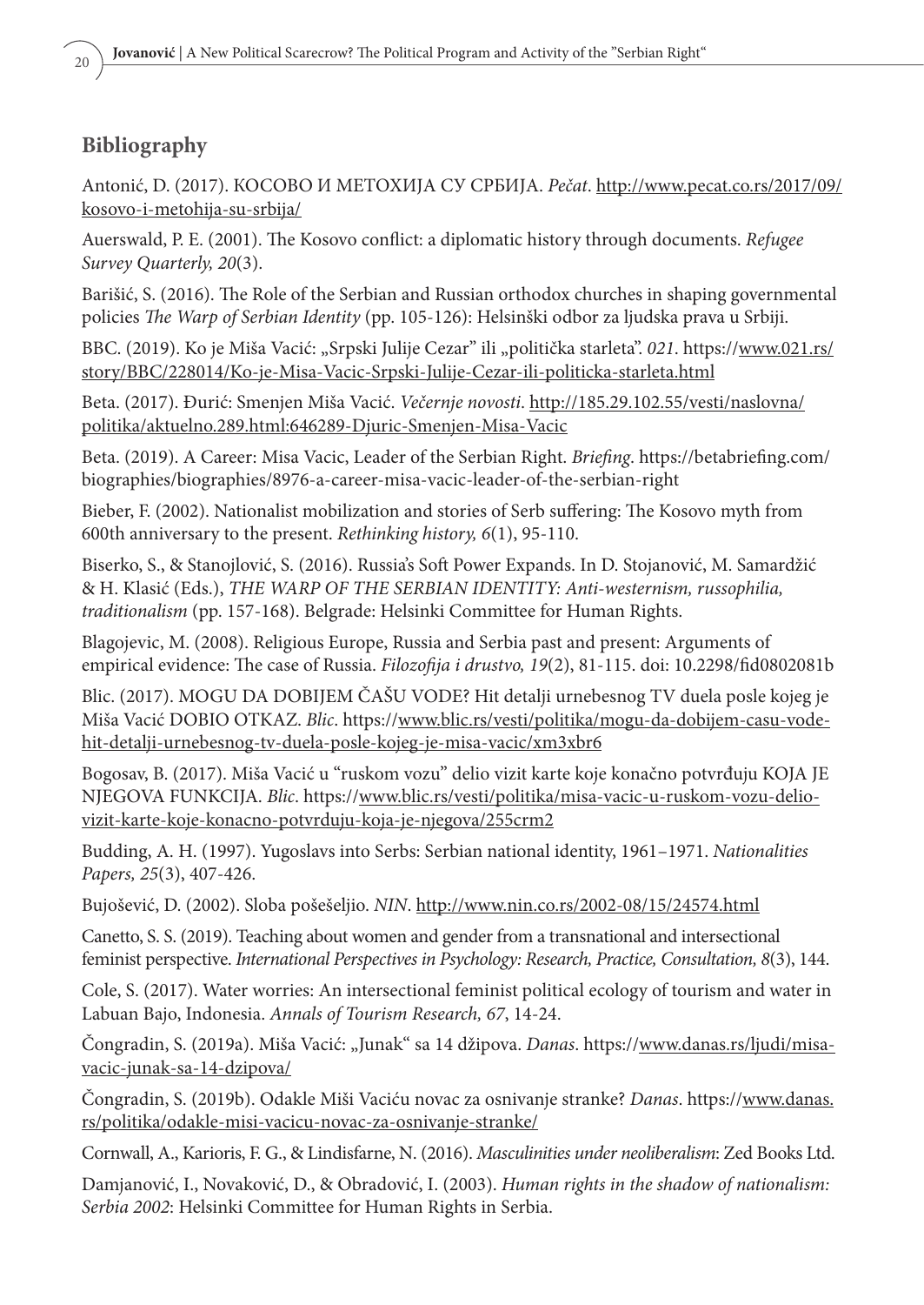## Bibliography

Antonić, D. (2017). КОСОВО И МЕТОХИЈА СУ СРБИЈА. *Pečat*. http://www.pecat.co.rs/2017/09/kosovo-i-metohija-su-srbija/

Auerswald, P. E. (2001). The Kosovo conflict: a diplomatic history through documents. *Refugee Survey Quarterly, 20*(3).

Barišić, S. (2016). The Role of the Serbian and Russian orthodox churches in shaping governmental policies *The Warp of Serbian Identity* (pp. 105-126): Helsinški odbor za ljudska prava u Srbiji.

BBC. (2019). Ko je Miša Vacić: „Srpski Julije Cezar" ili „politička starleta". *021*. https://www.021.rs/story/BBC/228014/Ko-je-Misa-Vacic-Srpski-Julije-Cezar-ili-politicka-starleta.html

Beta. (2017). Đurić: Smenjen Miša Vacić. *Večernje novosti*. http://185.29.102.55/vesti/naslovna/politika/aktuelno.289.html:646289-Djuric-Smenjen-Misa-Vacic

Beta. (2019). A Career: Misa Vacic, Leader of the Serbian Right. *Briefing*. https://betabriefing.com/biographies/biographies/8976-a-career-misa-vacic-leader-of-the-serbian-right

Bieber, F. (2002). Nationalist mobilization and stories of Serb suffering: The Kosovo myth from 600th anniversary to the present. *Rethinking history, 6*(1), 95-110.

Biserko, S., & Stanojlović, S. (2016). Russia's Soft Power Expands. In D. Stojanović, M. Samardžić & H. Klasić (Eds.), *THE WARP OF THE SERBIAN IDENTITY: Anti-westernism, russophilia, traditionalism* (pp. 157-168). Belgrade: Helsinki Committee for Human Rights.

Blagojevic, M. (2008). Religious Europe, Russia and Serbia past and present: Arguments of empirical evidence: The case of Russia. *Filozofija i drustvo, 19*(2), 81-115. doi: 10.2298/fid0802081b

Blic. (2017). MOGU DA DOBIJEM ČAŠU VODE? Hit detalji urnebesnog TV duela posle kojeg je Miša Vacić DOBIO OTKAZ. *Blic*. https://www.blic.rs/vesti/politika/mogu-da-dobijem-casu-vode-hit-detalji-urnebesnog-tv-duela-posle-kojeg-je-misa-vacic/xm3xbr6

Bogosav, B. (2017). Miša Vacić u "ruskom vozu" delio vizit karte koje konačno potvrđuju KOJA JE NJEGOVA FUNKCIJA. *Blic*. https://www.blic.rs/vesti/politika/misa-vacic-u-ruskom-vozu-delio-vizit-karte-koje-konacno-potvrduju-koja-je-njegova/255crm2

Budding, A. H. (1997). Yugoslavs into Serbs: Serbian national identity, 1961–1971. *Nationalities Papers, 25*(3), 407-426.

Bujošević, D. (2002). Sloba pošešeljio. *NIN*. http://www.nin.co.rs/2002-08/15/24574.html

Canetto, S. S. (2019). Teaching about women and gender from a transnational and intersectional feminist perspective. *International Perspectives in Psychology: Research, Practice, Consultation, 8*(3), 144.

Cole, S. (2017). Water worries: An intersectional feminist political ecology of tourism and water in Labuan Bajo, Indonesia. *Annals of Tourism Research, 67*, 14-24.

Čongradin, S. (2019a). Miša Vacić: „Junak" sa 14 džipova. *Danas*. https://www.danas.rs/ljudi/misa-vacic-junak-sa-14-dzipova/

Čongradin, S. (2019b). Odakle Miši Vaciću novac za osnivanje stranke? *Danas*. https://www.danas.rs/politika/odakle-misi-vacicu-novac-za-osnivanje-stranke/

Cornwall, A., Karioris, F. G., & Lindisfarne, N. (2016). *Masculinities under neoliberalism*: Zed Books Ltd.

Damjanović, I., Novaković, D., & Obradović, I. (2003). *Human rights in the shadow of nationalism: Serbia 2002*: Helsinki Committee for Human Rights in Serbia.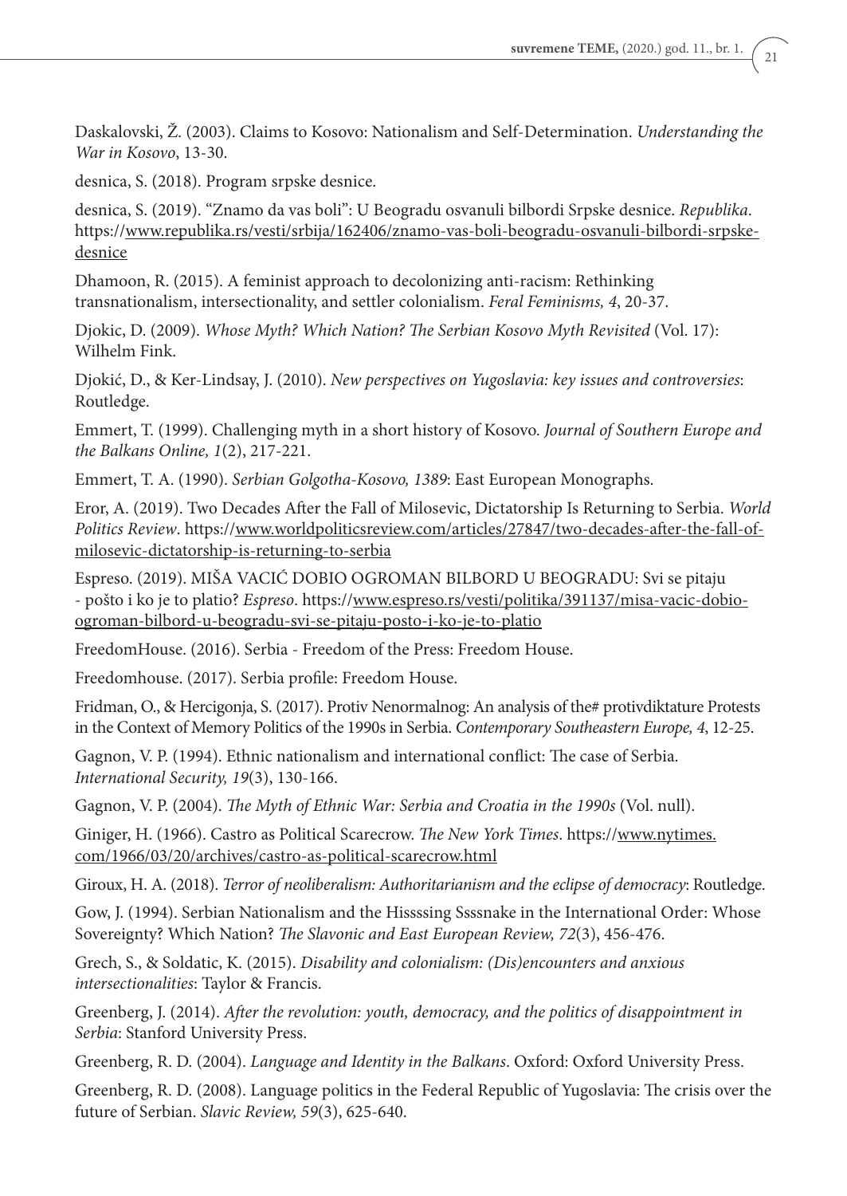Daskalovski, Ž. (2003). Claims to Kosovo: Nationalism and Self-Determination. *Understanding the War in Kosovo*, 13-30.

desnica, S. (2018). Program srpske desnice.

desnica, S. (2019). "Znamo da vas boli": U Beogradu osvanuli bilbordi Srpske desnice. *Republika*. https://www.republika.rs/vesti/srbija/162406/znamo-vas-boli-beogradu-osvanuli-bilbordi-srpske-desnice

Dhamoon, R. (2015). A feminist approach to decolonizing anti-racism: Rethinking transnationalism, intersectionality, and settler colonialism. *Feral Feminisms, 4*, 20-37.

Djokic, D. (2009). *Whose Myth? Which Nation? The Serbian Kosovo Myth Revisited* (Vol. 17): Wilhelm Fink.

Djokić, D., & Ker-Lindsay, J. (2010). *New perspectives on Yugoslavia: key issues and controversies*: Routledge.

Emmert, T. (1999). Challenging myth in a short history of Kosovo. *Journal of Southern Europe and the Balkans Online, 1*(2), 217-221.

Emmert, T. A. (1990). *Serbian Golgotha-Kosovo, 1389*: East European Monographs.

Eror, A. (2019). Two Decades After the Fall of Milosevic, Dictatorship Is Returning to Serbia. *World Politics Review*. https://www.worldpoliticsreview.com/articles/27847/two-decades-after-the-fall-of-milosevic-dictatorship-is-returning-to-serbia

Espreso. (2019). MIŠA VACIĆ DOBIO OGROMAN BILBORD U BEOGRADU: Svi se pitaju - pošto i ko je to platio? *Espreso*. https://www.espreso.rs/vesti/politika/391137/misa-vacic-dobio-ogroman-bilbord-u-beogradu-svi-se-pitaju-posto-i-ko-je-to-platio

FreedomHouse. (2016). Serbia - Freedom of the Press: Freedom House.

Freedomhouse. (2017). Serbia profile: Freedom House.

Fridman, O., & Hercigonja, S. (2017). Protiv Nenormalnog: An analysis of the# protivdiktature Protests in the Context of Memory Politics of the 1990s in Serbia. *Contemporary Southeastern Europe, 4*, 12-25.

Gagnon, V. P. (1994). Ethnic nationalism and international conflict: The case of Serbia. *International Security, 19*(3), 130-166.

Gagnon, V. P. (2004). *The Myth of Ethnic War: Serbia and Croatia in the 1990s* (Vol. null).

Giniger, H. (1966). Castro as Political Scarecrow. *The New York Times*. https://www.nytimes.com/1966/03/20/archives/castro-as-political-scarecrow.html

Giroux, H. A. (2018). *Terror of neoliberalism: Authoritarianism and the eclipse of democracy*: Routledge.

Gow, J. (1994). Serbian Nationalism and the Hissssing Ssssnake in the International Order: Whose Sovereignty? Which Nation? *The Slavonic and East European Review, 72*(3), 456-476.

Grech, S., & Soldatic, K. (2015). *Disability and colonialism: (Dis)encounters and anxious intersectionalities*: Taylor & Francis.

Greenberg, J. (2014). *After the revolution: youth, democracy, and the politics of disappointment in Serbia*: Stanford University Press.

Greenberg, R. D. (2004). *Language and Identity in the Balkans*. Oxford: Oxford University Press.

Greenberg, R. D. (2008). Language politics in the Federal Republic of Yugoslavia: The crisis over the future of Serbian. *Slavic Review, 59*(3), 625-640.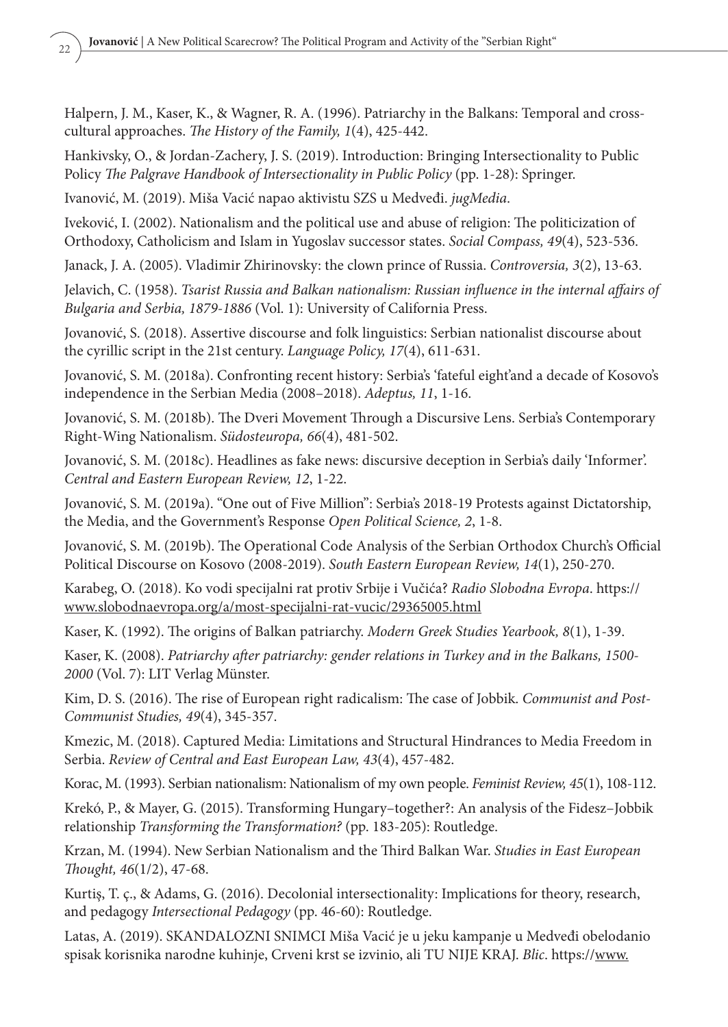Halpern, J. M., Kaser, K., & Wagner, R. A. (1996). Patriarchy in the Balkans: Temporal and cross-cultural approaches. *The History of the Family, 1*(4), 425-442.

Hankivsky, O., & Jordan-Zachery, J. S. (2019). Introduction: Bringing Intersectionality to Public Policy *The Palgrave Handbook of Intersectionality in Public Policy* (pp. 1-28): Springer.

Ivanović, M. (2019). Miša Vacić napao aktivistu SZS u Medveđi. *jugMedia*.

Iveković, I. (2002). Nationalism and the political use and abuse of religion: The politicization of Orthodoxy, Catholicism and Islam in Yugoslav successor states. *Social Compass, 49*(4), 523-536.

Janack, J. A. (2005). Vladimir Zhirinovsky: the clown prince of Russia. *Controversia, 3*(2), 13-63.

Jelavich, C. (1958). *Tsarist Russia and Balkan nationalism: Russian influence in the internal affairs of Bulgaria and Serbia, 1879-1886* (Vol. 1): University of California Press.

Jovanović, S. (2018). Assertive discourse and folk linguistics: Serbian nationalist discourse about the cyrillic script in the 21st century. *Language Policy, 17*(4), 611-631.

Jovanović, S. M. (2018a). Confronting recent history: Serbia's 'fateful eight'and a decade of Kosovo's independence in the Serbian Media (2008–2018). *Adeptus, 11*, 1-16.

Jovanović, S. M. (2018b). The Dveri Movement Through a Discursive Lens. Serbia's Contemporary Right-Wing Nationalism. *Südosteuropa, 66*(4), 481-502.

Jovanović, S. M. (2018c). Headlines as fake news: discursive deception in Serbia's daily 'Informer'. *Central and Eastern European Review, 12*, 1-22.

Jovanović, S. M. (2019a). "One out of Five Million": Serbia's 2018-19 Protests against Dictatorship, the Media, and the Government's Response *Open Political Science, 2*, 1-8.

Jovanović, S. M. (2019b). The Operational Code Analysis of the Serbian Orthodox Church's Official Political Discourse on Kosovo (2008-2019). *South Eastern European Review, 14*(1), 250-270.

Karabeg, O. (2018). Ko vodi specijalni rat protiv Srbije i Vučića? *Radio Slobodna Evropa*. https://www.slobodnaevropa.org/a/most-specijalni-rat-vucic/29365005.html

Kaser, K. (1992). The origins of Balkan patriarchy. *Modern Greek Studies Yearbook, 8*(1), 1-39.

Kaser, K. (2008). *Patriarchy after patriarchy: gender relations in Turkey and in the Balkans, 1500-2000* (Vol. 7): LIT Verlag Münster.

Kim, D. S. (2016). The rise of European right radicalism: The case of Jobbik. *Communist and Post-Communist Studies, 49*(4), 345-357.

Kmezic, M. (2018). Captured Media: Limitations and Structural Hindrances to Media Freedom in Serbia. *Review of Central and East European Law, 43*(4), 457-482.

Korac, M. (1993). Serbian nationalism: Nationalism of my own people. *Feminist Review, 45*(1), 108-112.

Krekó, P., & Mayer, G. (2015). Transforming Hungary–together?: An analysis of the Fidesz–Jobbik relationship *Transforming the Transformation?* (pp. 183-205): Routledge.

Krzan, M. (1994). New Serbian Nationalism and the Third Balkan War. *Studies in East European Thought, 46*(1/2), 47-68.

Kurtiş, T. ç., & Adams, G. (2016). Decolonial intersectionality: Implications for theory, research, and pedagogy *Intersectional Pedagogy* (pp. 46-60): Routledge.

Latas, A. (2019). SKANDALOZNI SNIMCI Miša Vacić je u jeku kampanje u Medveđi obelodanio spisak korisnika narodne kuhinje, Crveni krst se izvinio, ali TU NIJE KRAJ. *Blic*. https://www.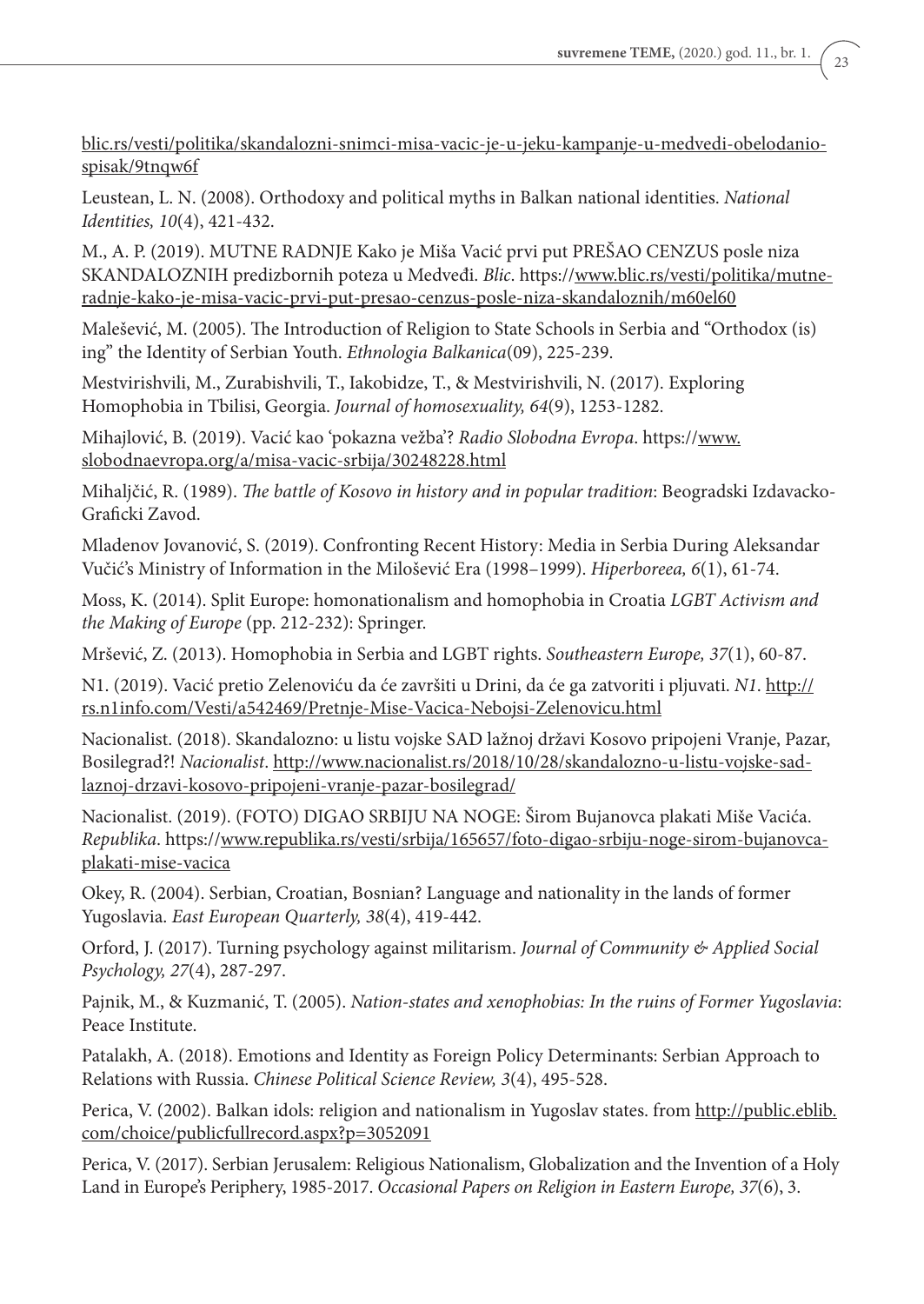blic.rs/vesti/politika/skandalozni-snimci-misa-vacic-je-u-jeku-kampanje-u-medvedi-obelodanio-spisak/9tnqw6f

Leustean, L. N. (2008). Orthodoxy and political myths in Balkan national identities. *National Identities, 10*(4), 421-432.

M., A. P. (2019). MUTNE RADNJE Kako je Miša Vacić prvi put PREŠAO CENZUS posle niza SKANDALOZNIH predizbornih poteza u Medveđi. *Blic*. https://www.blic.rs/vesti/politika/mutne-radnje-kako-je-misa-vacic-prvi-put-presao-cenzus-posle-niza-skandaloznih/m60el60

Malešević, M. (2005). The Introduction of Religion to State Schools in Serbia and "Orthodox (is) ing" the Identity of Serbian Youth. *Ethnologia Balkanica*(09), 225-239.

Mestvirishvili, M., Zurabishvili, T., Iakobidze, T., & Mestvirishvili, N. (2017). Exploring Homophobia in Tbilisi, Georgia. *Journal of homosexuality, 64*(9), 1253-1282.

Mihajlović, B. (2019). Vacić kao 'pokazna vežba'? *Radio Slobodna Evropa*. https://www.slobodnaevropa.org/a/misa-vacic-srbija/30248228.html

Mihaljčić, R. (1989). *The battle of Kosovo in history and in popular tradition*: Beogradski Izdavacko-Graficki Zavod.

Mladenov Jovanović, S. (2019). Confronting Recent History: Media in Serbia During Aleksandar Vučić's Ministry of Information in the Milošević Era (1998–1999). *Hiperboreea, 6*(1), 61-74.

Moss, K. (2014). Split Europe: homonationalism and homophobia in Croatia *LGBT Activism and the Making of Europe* (pp. 212-232): Springer.

Mršević, Z. (2013). Homophobia in Serbia and LGBT rights. *Southeastern Europe, 37*(1), 60-87.

N1. (2019). Vacić pretio Zelenoviću da će završiti u Drini, da će ga zatvoriti i pljuvati. *N1*. http://rs.n1info.com/Vesti/a542469/Pretnje-Mise-Vacica-Nebojsi-Zelenovicu.html

Nacionalist. (2018). Skandalozno: u listu vojske SAD lažnoj državi Kosovo pripojeni Vranje, Pazar, Bosilegrad?! *Nacionalist*. http://www.nacionalist.rs/2018/10/28/skandalozno-u-listu-vojske-sad-laznoj-drzavi-kosovo-pripojeni-vranje-pazar-bosilegrad/

Nacionalist. (2019). (FOTO) DIGAO SRBIJU NA NOGE: Širom Bujanovca plakati Miše Vacića. *Republika*. https://www.republika.rs/vesti/srbija/165657/foto-digao-srbiju-noge-sirom-bujanovca-plakati-mise-vacica

Okey, R. (2004). Serbian, Croatian, Bosnian? Language and nationality in the lands of former Yugoslavia. *East European Quarterly, 38*(4), 419-442.

Orford, J. (2017). Turning psychology against militarism. *Journal of Community & Applied Social Psychology, 27*(4), 287-297.

Pajnik, M., & Kuzmanić, T. (2005). *Nation-states and xenophobias: In the ruins of Former Yugoslavia*: Peace Institute.

Patalakh, A. (2018). Emotions and Identity as Foreign Policy Determinants: Serbian Approach to Relations with Russia. *Chinese Political Science Review, 3*(4), 495-528.

Perica, V. (2002). Balkan idols: religion and nationalism in Yugoslav states. from http://public.eblib.com/choice/publicfullrecord.aspx?p=3052091

Perica, V. (2017). Serbian Jerusalem: Religious Nationalism, Globalization and the Invention of a Holy Land in Europe's Periphery, 1985-2017. *Occasional Papers on Religion in Eastern Europe, 37*(6), 3.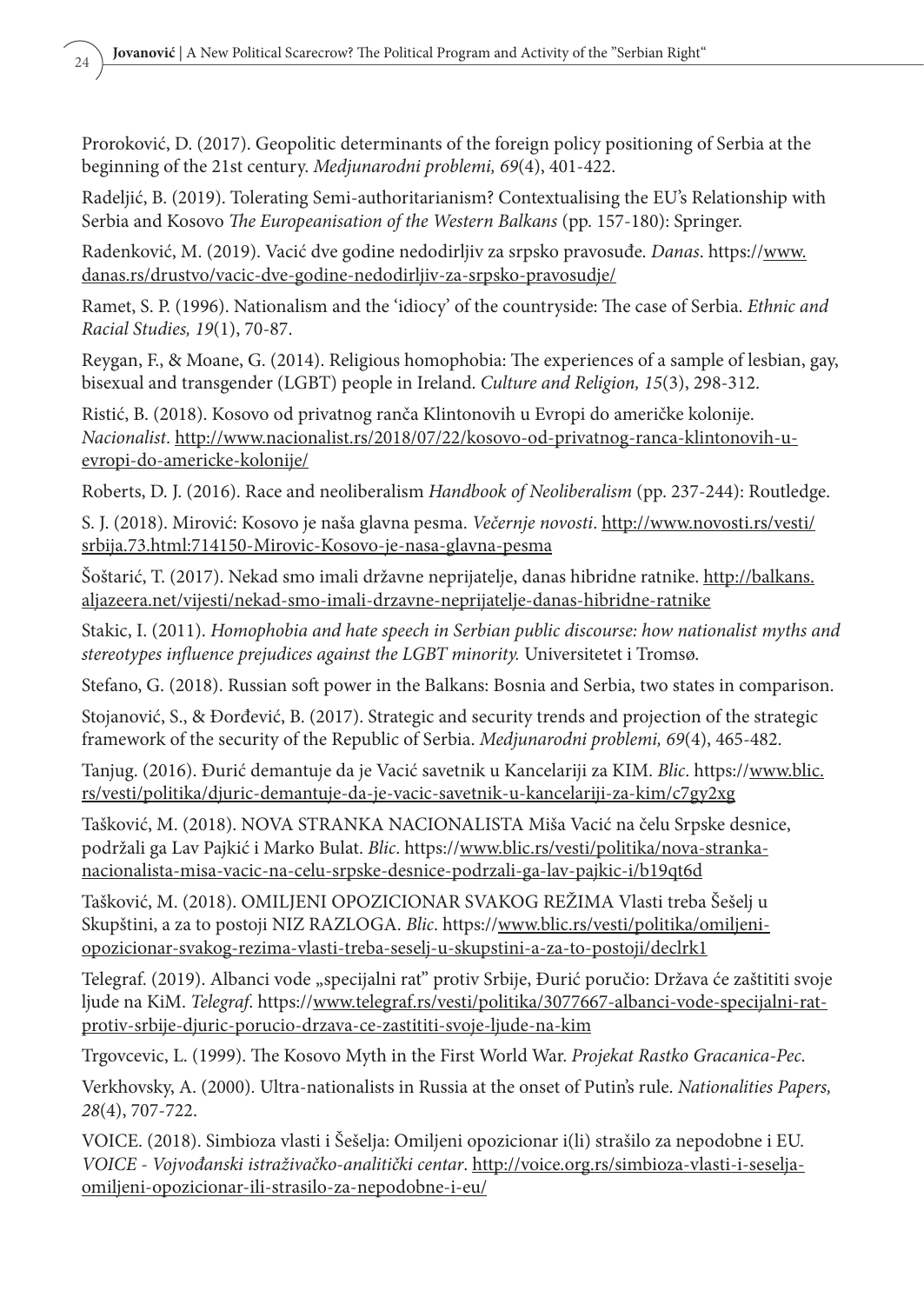Proroković, D. (2017). Geopolitic determinants of the foreign policy positioning of Serbia at the beginning of the 21st century. *Medjunarodni problemi, 69*(4), 401-422.

Radeljić, B. (2019). Tolerating Semi-authoritarianism? Contextualising the EU's Relationship with Serbia and Kosovo *The Europeanisation of the Western Balkans* (pp. 157-180): Springer.

Radenković, M. (2019). Vacić dve godine nedodirljiv za srpsko pravosuđe. *Danas*. https://www.danas.rs/drustvo/vacic-dve-godine-nedodirljiv-za-srpsko-pravosudje/

Ramet, S. P. (1996). Nationalism and the 'idiocy' of the countryside: The case of Serbia. *Ethnic and Racial Studies, 19*(1), 70-87.

Reygan, F., & Moane, G. (2014). Religious homophobia: The experiences of a sample of lesbian, gay, bisexual and transgender (LGBT) people in Ireland. *Culture and Religion, 15*(3), 298-312.

Ristić, B. (2018). Kosovo od privatnog ranča Klintonovih u Evropi do američke kolonije. *Nacionalist*. http://www.nacionalist.rs/2018/07/22/kosovo-od-privatnog-ranca-klintonovih-u-evropi-do-americke-kolonije/

Roberts, D. J. (2016). Race and neoliberalism *Handbook of Neoliberalism* (pp. 237-244): Routledge.

S. J. (2018). Mirović: Kosovo je naša glavna pesma. *Večernje novosti*. http://www.novosti.rs/vesti/srbija.73.html:714150-Mirovic-Kosovo-je-nasa-glavna-pesma

Šoštarić, T. (2017). Nekad smo imali državne neprijatelje, danas hibridne ratnike. http://balkans.aljazeera.net/vijesti/nekad-smo-imali-drzavne-neprijatelje-danas-hibridne-ratnike

Stakic, I. (2011). *Homophobia and hate speech in Serbian public discourse: how nationalist myths and stereotypes influence prejudices against the LGBT minority.* Universitetet i Tromsø.

Stefano, G. (2018). Russian soft power in the Balkans: Bosnia and Serbia, two states in comparison.

Stojanović, S., & Đorđević, B. (2017). Strategic and security trends and projection of the strategic framework of the security of the Republic of Serbia. *Medjunarodni problemi, 69*(4), 465-482.

Tanjug. (2016). Đurić demantuje da je Vacić savetnik u Kancelariji za KIM. *Blic*. https://www.blic.rs/vesti/politika/djuric-demantuje-da-je-vacic-savetnik-u-kancelariji-za-kim/c7gy2xg

Tašković, M. (2018). NOVA STRANKA NACIONALISTA Miša Vacić na čelu Srpske desnice, podržali ga Lav Pajkić i Marko Bulat. *Blic*. https://www.blic.rs/vesti/politika/nova-stranka-nacionalista-misa-vacic-na-celu-srpske-desnice-podrzali-ga-lav-pajkic-i/b19qt6d

Tašković, M. (2018). OMILJENI OPOZICIONAR SVAKOG REŽIMA Vlasti treba Šešelj u Skupštini, a za to postoji NIZ RAZLOGA. *Blic*. https://www.blic.rs/vesti/politika/omiljeni-opozicionar-svakog-rezima-vlasti-treba-seselj-u-skupstini-a-za-to-postoji/declrk1

Telegraf. (2019). Albanci vode „specijalni rat" protiv Srbije, Đurić poručio: Država će zaštititi svoje ljude na KiM. *Telegraf*. https://www.telegraf.rs/vesti/politika/3077667-albanci-vode-specijalni-rat-protiv-srbije-djuric-porucio-drzava-ce-zastititi-svoje-ljude-na-kim

Trgovcevic, L. (1999). The Kosovo Myth in the First World War. *Projekat Rastko Gracanica-Pec*.

Verkhovsky, A. (2000). Ultra-nationalists in Russia at the onset of Putin's rule. *Nationalities Papers, 28*(4), 707-722.

VOICE. (2018). Simbioza vlasti i Šešelja: Omiljeni opozicionar i(li) strašilo za nepodobne i EU. *VOICE - Vojvođanski istraživačko-analitički centar*. http://voice.org.rs/simbioza-vlasti-i-seselja-omiljeni-opozicionar-ili-strasilo-za-nepodobne-i-eu/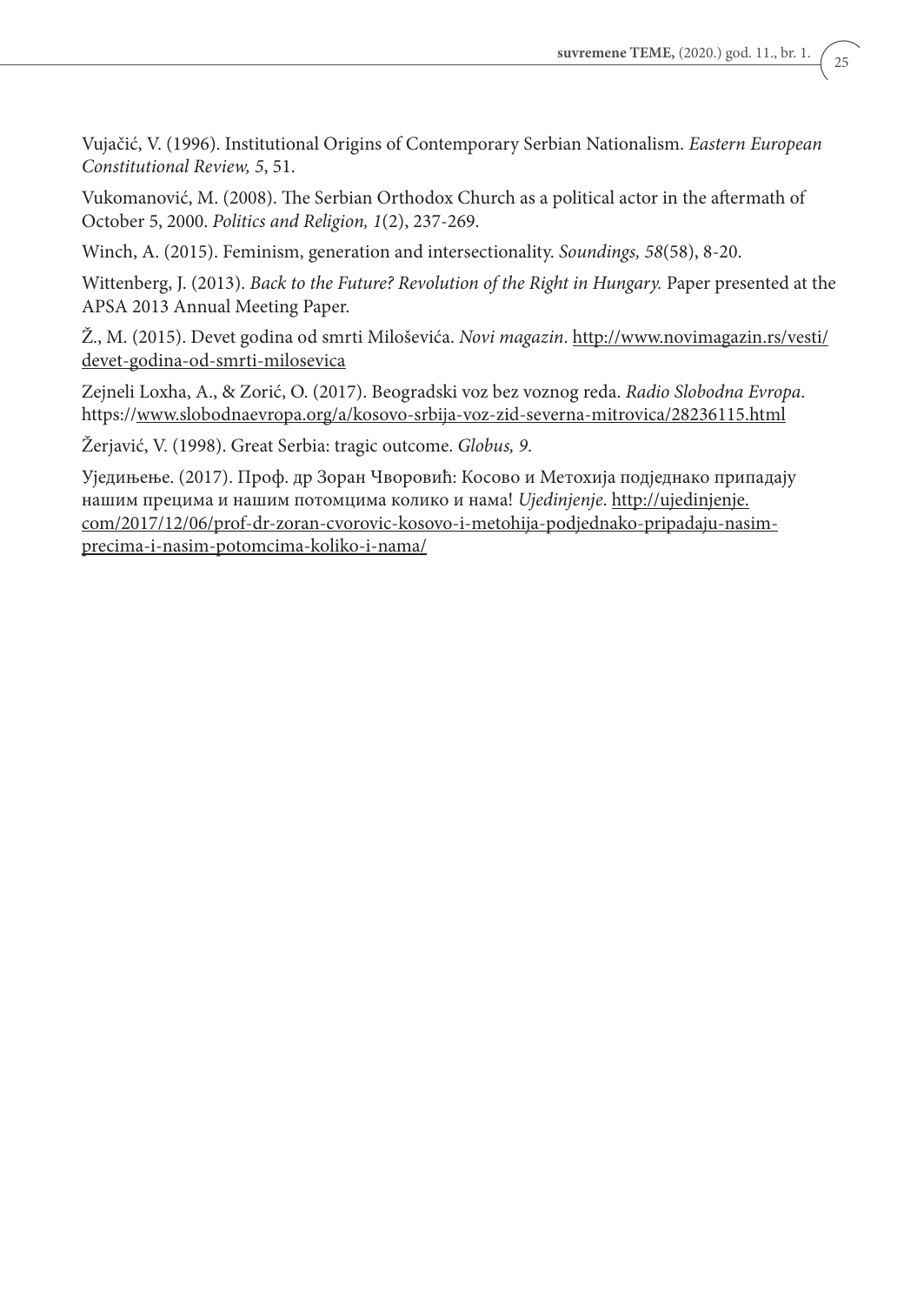Vujačić, V. (1996). Institutional Origins of Contemporary Serbian Nationalism. *Eastern European Constitutional Review, 5*, 51.

Vukomanović, M. (2008). The Serbian Orthodox Church as a political actor in the aftermath of October 5, 2000. *Politics and Religion, 1*(2), 237-269.

Winch, A. (2015). Feminism, generation and intersectionality. *Soundings, 58*(58), 8-20.

Wittenberg, J. (2013). *Back to the Future? Revolution of the Right in Hungary.* Paper presented at the APSA 2013 Annual Meeting Paper.

Ž., M. (2015). Devet godina od smrti Miloševića. *Novi magazin*. http://www.novimagazin.rs/vesti/devet-godina-od-smrti-milosevica

Zejneli Loxha, A., & Zorić, O. (2017). Beogradski voz bez voznog reda. *Radio Slobodna Evropa*. https://www.slobodnaevropa.org/a/kosovo-srbija-voz-zid-severna-mitrovica/28236115.html

Žerjavić, V. (1998). Great Serbia: tragic outcome. *Globus, 9*.

Уједињење. (2017). Проф. др Зоран Чворовић: Косово и Метохија подједнако припадају нашим прецима и нашим потомцима колико и нама! *Ujedinjenje*. http://ujedinjenje.com/2017/12/06/prof-dr-zoran-cvorovic-kosovo-i-metohija-podjednako-pripadaju-nasim-precima-i-nasim-potomcima-koliko-i-nama/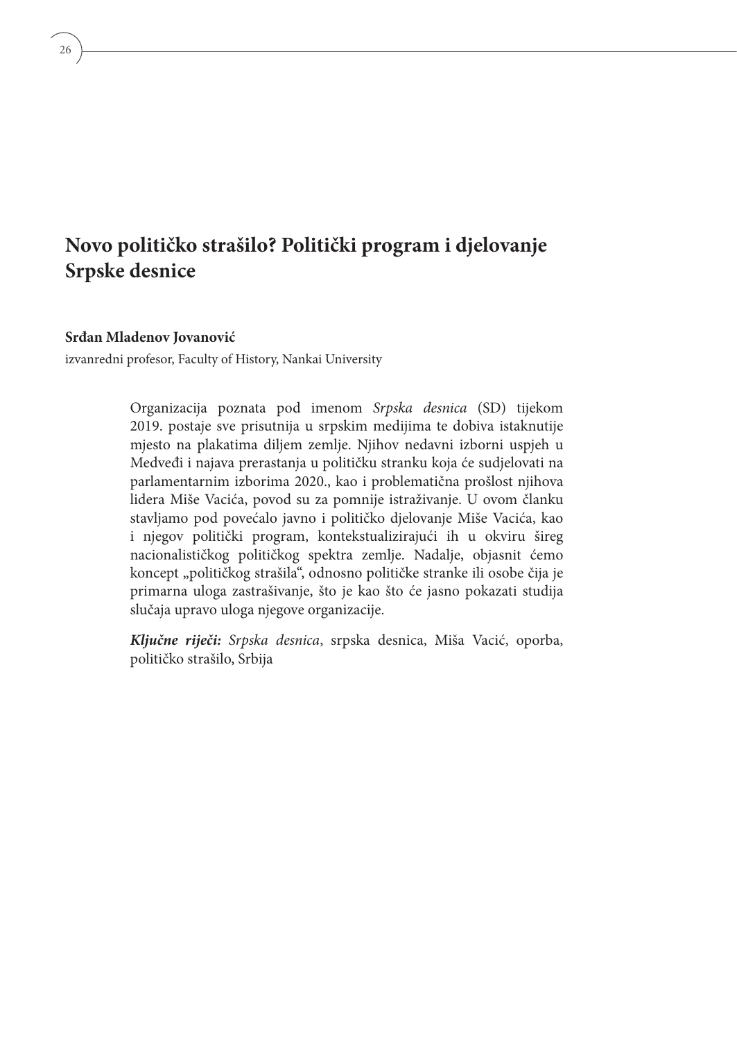# Novo političko strašilo? Politički program i djelovanje Srpske desnice

**Srđan Mladenov Jovanović**

izvanredni profesor, Faculty of History, Nankai University

Organizacija poznata pod imenom *Srpska desnica* (SD) tijekom 2019. postaje sve prisutnija u srpskim medijima te dobiva istaknutije mjesto na plakatima diljem zemlje. Njihov nedavni izborni uspjeh u Medveđi i najava prerastanja u političku stranku koja će sudjelovati na parlamentarnim izborima 2020., kao i problematična prošlost njihova lidera Miše Vacića, povod su za pomnije istraživanje. U ovom članku stavljamo pod povećalo javno i političko djelovanje Miše Vacića, kao i njegov politički program, kontekstualizirajući ih u okviru šireg nacionalističkog političkog spektra zemlje. Nadalje, objasnit ćemo koncept „političkog strašila", odnosno političke stranke ili osobe čija je primarna uloga zastrašivanje, što je kao što će jasno pokazati studija slučaja upravo uloga njegove organizacije.

***Ključne riječi:*** *Srpska desnica*, srpska desnica, Miša Vacić, oporba, političko strašilo, Srbija